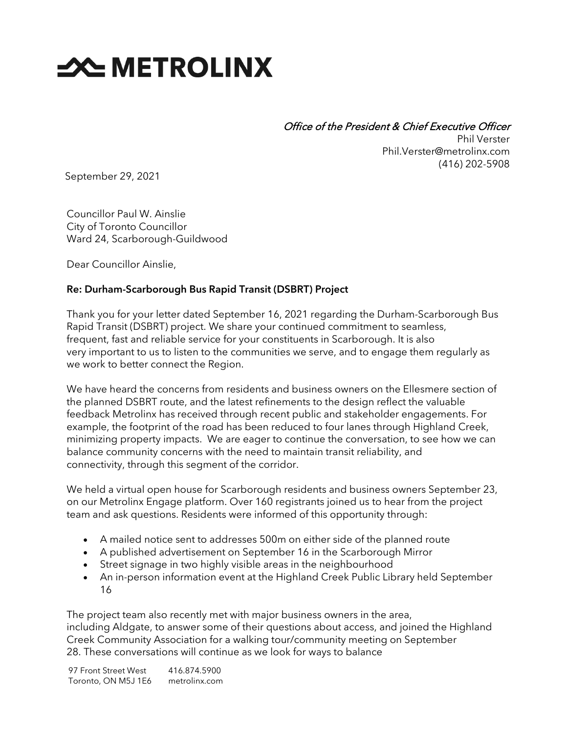# METROLINX

*Office of the President & Chief Executive Officer*
Phil Verster
Phil.Verster@metrolinx.com
(416) 202-5908

September 29, 2021

Councillor Paul W. Ainslie
City of Toronto Councillor
Ward 24, Scarborough-Guildwood

Dear Councillor Ainslie,

**Re: Durham-Scarborough Bus Rapid Transit (DSBRT) Project**

Thank you for your letter dated September 16, 2021 regarding the Durham-Scarborough Bus Rapid Transit (DSBRT) project. We share your continued commitment to seamless, frequent, fast and reliable service for your constituents in Scarborough. It is also very important to us to listen to the communities we serve, and to engage them regularly as we work to better connect the Region.

We have heard the concerns from residents and business owners on the Ellesmere section of the planned DSBRT route, and the latest refinements to the design reflect the valuable feedback Metrolinx has received through recent public and stakeholder engagements. For example, the footprint of the road has been reduced to four lanes through Highland Creek, minimizing property impacts. We are eager to continue the conversation, to see how we can balance community concerns with the need to maintain transit reliability, and connectivity, through this segment of the corridor.

We held a virtual open house for Scarborough residents and business owners September 23, on our Metrolinx Engage platform. Over 160 registrants joined us to hear from the project team and ask questions. Residents were informed of this opportunity through:

- A mailed notice sent to addresses 500m on either side of the planned route
- A published advertisement on September 16 in the Scarborough Mirror
- Street signage in two highly visible areas in the neighbourhood
- An in-person information event at the Highland Creek Public Library held September 16

The project team also recently met with major business owners in the area, including Aldgate, to answer some of their questions about access, and joined the Highland Creek Community Association for a walking tour/community meeting on September 28. These conversations will continue as we look for ways to balance

97 Front Street West
Toronto, ON M5J 1E6
416.874.5900
metrolinx.com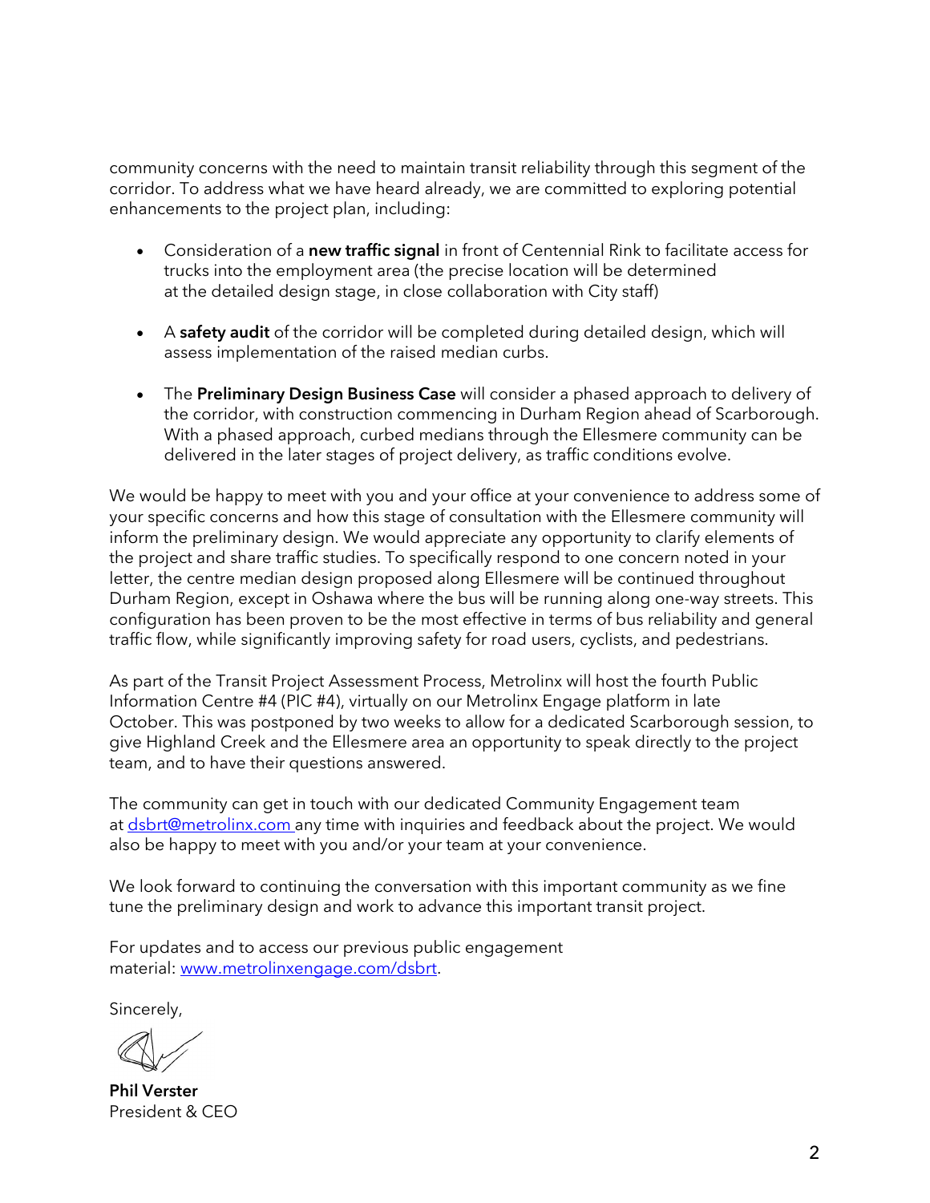community concerns with the need to maintain transit reliability through this segment of the corridor. To address what we have heard already, we are committed to exploring potential enhancements to the project plan, including:

- Consideration of a **new traffic signal** in front of Centennial Rink to facilitate access for trucks into the employment area (the precise location will be determined at the detailed design stage, in close collaboration with City staff)

- A **safety audit** of the corridor will be completed during detailed design, which will assess implementation of the raised median curbs.

- The **Preliminary Design Business Case** will consider a phased approach to delivery of the corridor, with construction commencing in Durham Region ahead of Scarborough. With a phased approach, curbed medians through the Ellesmere community can be delivered in the later stages of project delivery, as traffic conditions evolve.

We would be happy to meet with you and your office at your convenience to address some of your specific concerns and how this stage of consultation with the Ellesmere community will inform the preliminary design. We would appreciate any opportunity to clarify elements of the project and share traffic studies. To specifically respond to one concern noted in your letter, the centre median design proposed along Ellesmere will be continued throughout Durham Region, except in Oshawa where the bus will be running along one-way streets. This configuration has been proven to be the most effective in terms of bus reliability and general traffic flow, while significantly improving safety for road users, cyclists, and pedestrians.

As part of the Transit Project Assessment Process, Metrolinx will host the fourth Public Information Centre #4 (PIC #4), virtually on our Metrolinx Engage platform in late October. This was postponed by two weeks to allow for a dedicated Scarborough session, to give Highland Creek and the Ellesmere area an opportunity to speak directly to the project team, and to have their questions answered.

The community can get in touch with our dedicated Community Engagement team at dsbrt@metrolinx.com any time with inquiries and feedback about the project. We would also be happy to meet with you and/or your team at your convenience.

We look forward to continuing the conversation with this important community as we fine tune the preliminary design and work to advance this important transit project.

For updates and to access our previous public engagement material: www.metrolinxengage.com/dsbrt.

Sincerely,

**Phil Verster**
President & CEO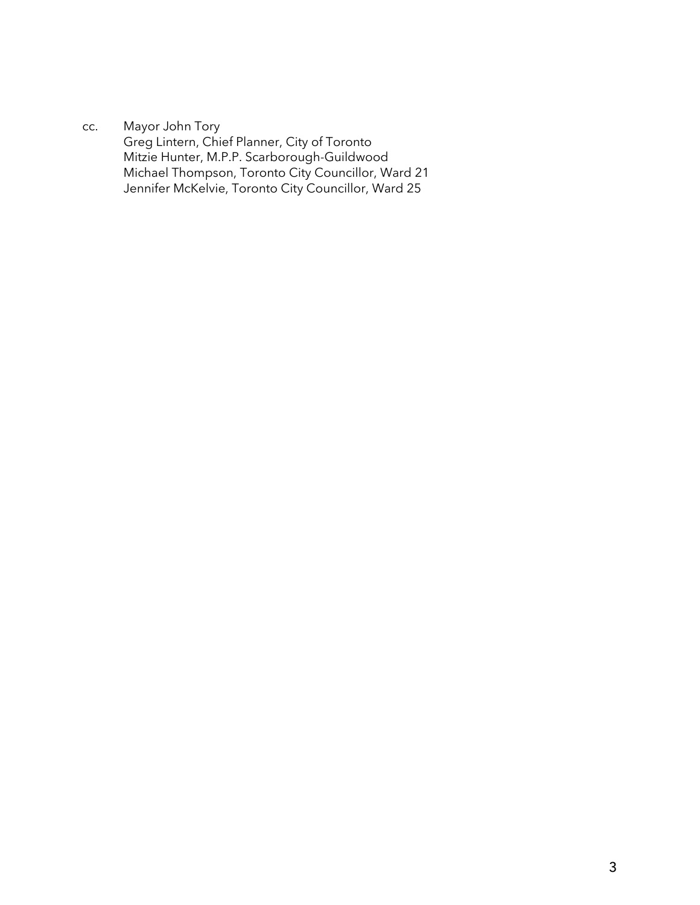cc. Mayor John Tory
Greg Lintern, Chief Planner, City of Toronto
Mitzie Hunter, M.P.P. Scarborough-Guildwood
Michael Thompson, Toronto City Councillor, Ward 21
Jennifer McKelvie, Toronto City Councillor, Ward 25